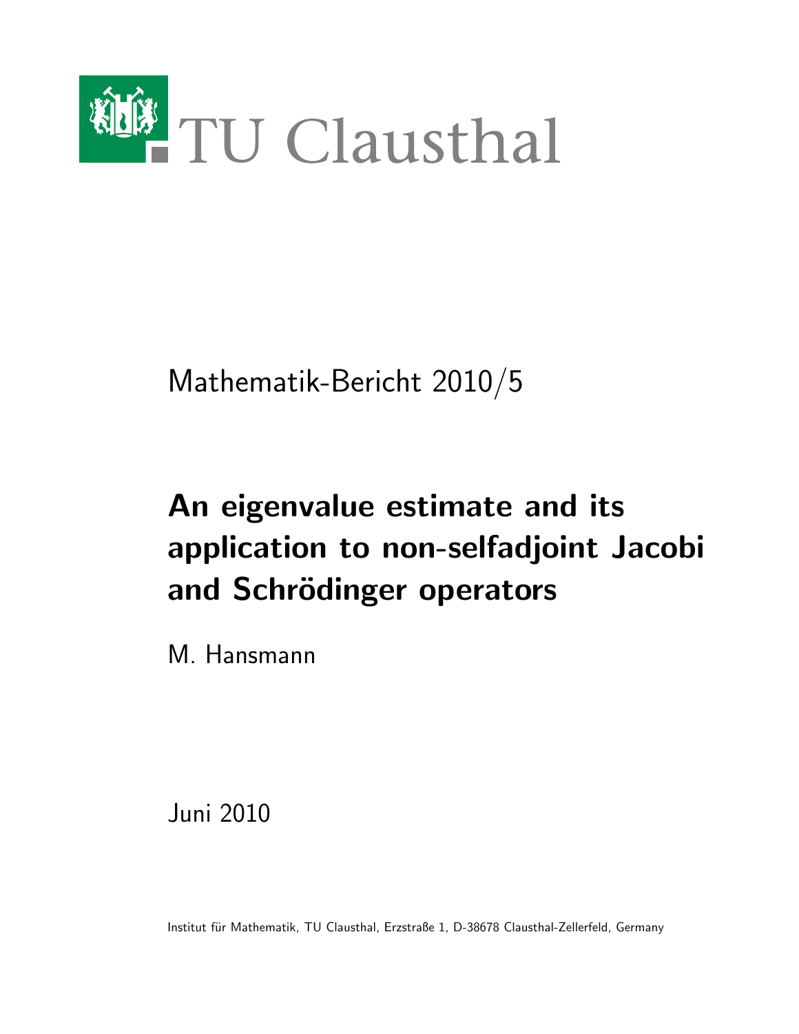TU Clausthal

Mathematik-Bericht 2010/5

# An eigenvalue estimate and its application to non-selfadjoint Jacobi and Schrödinger operators

M. Hansmann

Juni 2010

Institut für Mathematik, TU Clausthal, Erzstraße 1, D-38678 Clausthal-Zellerfeld, Germany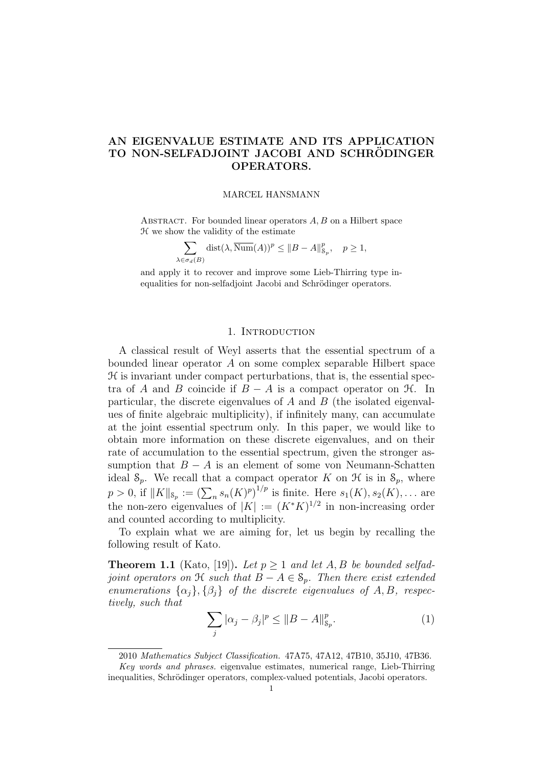# AN EIGENVALUE ESTIMATE AND ITS APPLICATION TO NON-SELFADJOINT JACOBI AND SCHRÖDINGER OPERATORS.

MARCEL HANSMANN

Abstract. For bounded linear operators $A, B$ on a Hilbert space $\mathcal{H}$ we show the validity of the estimate

$$\sum_{\lambda \in \sigma_d(B)} \operatorname{dist}(\lambda, \overline{\operatorname{Num}}(A))^p \leq \|B - A\|_{\mathcal{S}_p}^p, \quad p \geq 1,$$

and apply it to recover and improve some Lieb-Thirring type inequalities for non-selfadjoint Jacobi and Schrödinger operators.

## 1. Introduction

A classical result of Weyl asserts that the essential spectrum of a bounded linear operator $A$ on some complex separable Hilbert space $\mathcal{H}$ is invariant under compact perturbations, that is, the essential spectra of $A$ and $B$ coincide if $B - A$ is a compact operator on $\mathcal{H}$. In particular, the discrete eigenvalues of $A$ and $B$ (the isolated eigenvalues of finite algebraic multiplicity), if infinitely many, can accumulate at the joint essential spectrum only. In this paper, we would like to obtain more information on these discrete eigenvalues, and on their rate of accumulation to the essential spectrum, given the stronger assumption that $B - A$ is an element of some von Neumann-Schatten ideal $\mathcal{S}_p$. We recall that a compact operator $K$ on $\mathcal{H}$ is in $\mathcal{S}_p$, where $p > 0$, if $\|K\|_{\mathcal{S}_p} := \left(\sum_n s_n(K)^p\right)^{1/p}$ is finite. Here $s_1(K), s_2(K), \ldots$ are the non-zero eigenvalues of $|K| := (K^*K)^{1/2}$ in non-increasing order and counted according to multiplicity.

To explain what we are aiming for, let us begin by recalling the following result of Kato.

**Theorem 1.1** (Kato, [19]). *Let $p \geq 1$ and let $A, B$ be bounded selfadjoint operators on $\mathcal{H}$ such that $B - A \in \mathcal{S}_p$. Then there exist extended enumerations $\{\alpha_j\}, \{\beta_j\}$ of the discrete eigenvalues of $A, B$, respectively, such that*

$$\sum_j |\alpha_j - \beta_j|^p \leq \|B - A\|_{\mathcal{S}_p}^p. \tag{1}$$

2010 *Mathematics Subject Classification.* 47A75, 47A12, 47B10, 35J10, 47B36.

*Key words and phrases.* eigenvalue estimates, numerical range, Lieb-Thirring inequalities, Schrödinger operators, complex-valued potentials, Jacobi operators.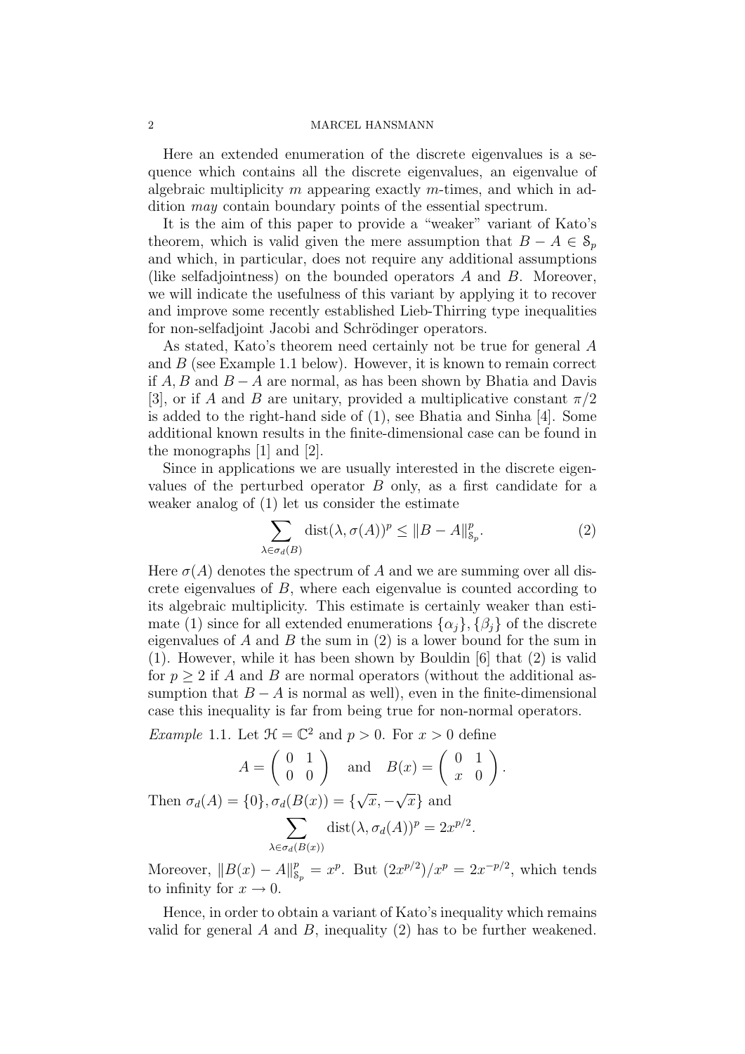Here an extended enumeration of the discrete eigenvalues is a sequence which contains all the discrete eigenvalues, an eigenvalue of algebraic multiplicity $m$ appearing exactly $m$-times, and which in addition *may* contain boundary points of the essential spectrum.

It is the aim of this paper to provide a "weaker" variant of Kato's theorem, which is valid given the mere assumption that $B - A \in \mathcal{S}_p$ and which, in particular, does not require any additional assumptions (like selfadjointness) on the bounded operators $A$ and $B$. Moreover, we will indicate the usefulness of this variant by applying it to recover and improve some recently established Lieb-Thirring type inequalities for non-selfadjoint Jacobi and Schrödinger operators.

As stated, Kato's theorem need certainly not be true for general $A$ and $B$ (see Example 1.1 below). However, it is known to remain correct if $A, B$ and $B - A$ are normal, as has been shown by Bhatia and Davis [3], or if $A$ and $B$ are unitary, provided a multiplicative constant $\pi/2$ is added to the right-hand side of (1), see Bhatia and Sinha [4]. Some additional known results in the finite-dimensional case can be found in the monographs [1] and [2].

Since in applications we are usually interested in the discrete eigenvalues of the perturbed operator $B$ only, as a first candidate for a weaker analog of (1) let us consider the estimate

$$\sum_{\lambda \in \sigma_d(B)} \operatorname{dist}(\lambda, \sigma(A))^p \leq \|B - A\|_{\mathcal{S}_p}^p. \tag{2}$$

Here $\sigma(A)$ denotes the spectrum of $A$ and we are summing over all discrete eigenvalues of $B$, where each eigenvalue is counted according to its algebraic multiplicity. This estimate is certainly weaker than estimate (1) since for all extended enumerations $\{\alpha_j\}, \{\beta_j\}$ of the discrete eigenvalues of $A$ and $B$ the sum in (2) is a lower bound for the sum in (1). However, while it has been shown by Bouldin [6] that (2) is valid for $p \geq 2$ if $A$ and $B$ are normal operators (without the additional assumption that $B - A$ is normal as well), even in the finite-dimensional case this inequality is far from being true for non-normal operators.

*Example* 1.1. Let $\mathcal{H} = \mathbb{C}^2$ and $p > 0$. For $x > 0$ define

$$A = \begin{pmatrix} 0 & 1 \\ 0 & 0 \end{pmatrix} \quad \text{and} \quad B(x) = \begin{pmatrix} 0 & 1 \\ x & 0 \end{pmatrix}.$$

Then $\sigma_d(A) = \{0\}, \sigma_d(B(x)) = \{\sqrt{x}, -\sqrt{x}\}$ and

$$\sum_{\lambda \in \sigma_d(B(x))} \operatorname{dist}(\lambda, \sigma_d(A))^p = 2x^{p/2}.$$

Moreover, $\|B(x) - A\|_{\mathcal{S}_p}^p = x^p$. But $(2x^{p/2})/x^p = 2x^{-p/2}$, which tends to infinity for $x \to 0$.

Hence, in order to obtain a variant of Kato's inequality which remains valid for general $A$ and $B$, inequality (2) has to be further weakened.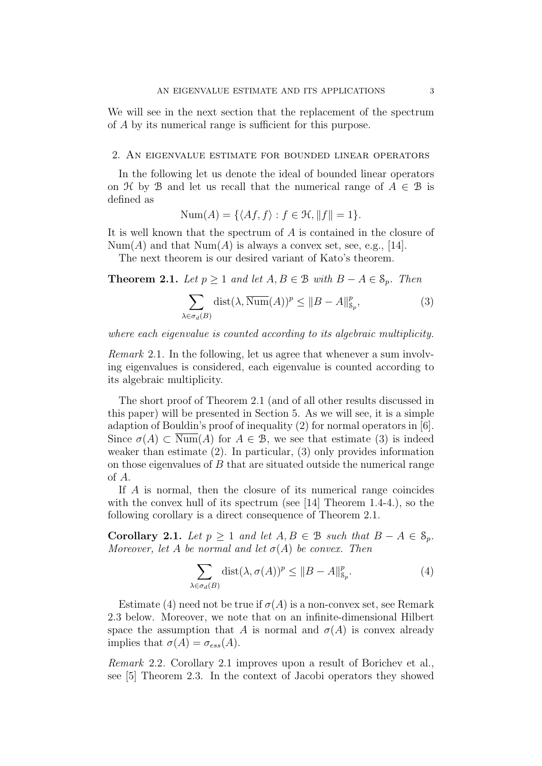We will see in the next section that the replacement of the spectrum of $A$ by its numerical range is sufficient for this purpose.

## 2. An eigenvalue estimate for bounded linear operators

In the following let us denote the ideal of bounded linear operators on $\mathcal{H}$ by $\mathcal{B}$ and let us recall that the numerical range of $A \in \mathcal{B}$ is defined as

$$\mathrm{Num}(A) = \{\langle Af, f \rangle : f \in \mathcal{H}, \|f\| = 1\}.$$

It is well known that the spectrum of $A$ is contained in the closure of $\mathrm{Num}(A)$ and that $\mathrm{Num}(A)$ is always a convex set, see, e.g., [14].

The next theorem is our desired variant of Kato's theorem.

**Theorem 2.1.** *Let $p \geq 1$ and let $A, B \in \mathcal{B}$ with $B - A \in \mathcal{S}_p$. Then*

$$\sum_{\lambda \in \sigma_d(B)} \mathrm{dist}(\lambda, \overline{\mathrm{Num}}(A))^p \leq \|B - A\|_{\mathcal{S}_p}^p, \tag{3}$$

*where each eigenvalue is counted according to its algebraic multiplicity.*

*Remark* 2.1. In the following, let us agree that whenever a sum involving eigenvalues is considered, each eigenvalue is counted according to its algebraic multiplicity.

The short proof of Theorem 2.1 (and of all other results discussed in this paper) will be presented in Section 5. As we will see, it is a simple adaption of Bouldin's proof of inequality (2) for normal operators in [6]. Since $\sigma(A) \subset \overline{\mathrm{Num}}(A)$ for $A \in \mathcal{B}$, we see that estimate (3) is indeed weaker than estimate (2). In particular, (3) only provides information on those eigenvalues of $B$ that are situated outside the numerical range of $A$.

If $A$ is normal, then the closure of its numerical range coincides with the convex hull of its spectrum (see [14] Theorem 1.4-4.), so the following corollary is a direct consequence of Theorem 2.1.

**Corollary 2.1.** *Let $p \geq 1$ and let $A, B \in \mathcal{B}$ such that $B - A \in \mathcal{S}_p$. Moreover, let $A$ be normal and let $\sigma(A)$ be convex. Then*

$$\sum_{\lambda \in \sigma_d(B)} \mathrm{dist}(\lambda, \sigma(A))^p \leq \|B - A\|_{\mathcal{S}_p}^p. \tag{4}$$

Estimate (4) need not be true if $\sigma(A)$ is a non-convex set, see Remark 2.3 below. Moreover, we note that on an infinite-dimensional Hilbert space the assumption that $A$ is normal and $\sigma(A)$ is convex already implies that $\sigma(A) = \sigma_{ess}(A)$.

*Remark* 2.2. Corollary 2.1 improves upon a result of Borichev et al., see [5] Theorem 2.3. In the context of Jacobi operators they showed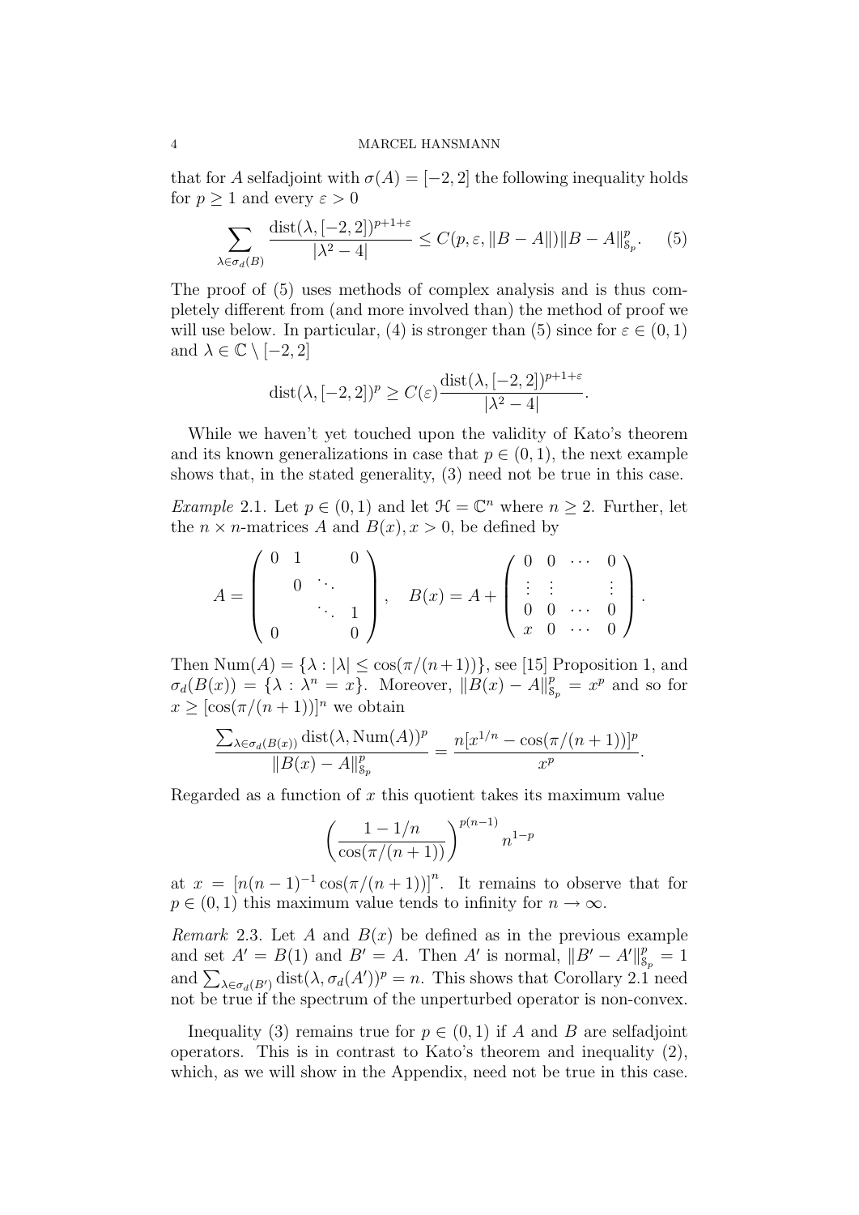that for $A$ selfadjoint with $\sigma(A) = [-2, 2]$ the following inequality holds for $p \geq 1$ and every $\varepsilon > 0$

$$\sum_{\lambda \in \sigma_d(B)} \frac{\operatorname{dist}(\lambda, [-2,2])^{p+1+\varepsilon}}{|\lambda^2 - 4|} \leq C(p, \varepsilon, \|B - A\|) \|B - A\|_{\mathcal{S}_p}^p. \quad (5)$$

The proof of (5) uses methods of complex analysis and is thus completely different from (and more involved than) the method of proof we will use below. In particular, (4) is stronger than (5) since for $\varepsilon \in (0, 1)$ and $\lambda \in \mathbb{C} \setminus [-2, 2]$

$$\operatorname{dist}(\lambda, [-2, 2])^p \geq C(\varepsilon) \frac{\operatorname{dist}(\lambda, [-2, 2])^{p+1+\varepsilon}}{|\lambda^2 - 4|}.$$

While we haven't yet touched upon the validity of Kato's theorem and its known generalizations in case that $p \in (0, 1)$, the next example shows that, in the stated generality, (3) need not be true in this case.

*Example* 2.1. Let $p \in (0, 1)$ and let $\mathcal{H} = \mathbb{C}^n$ where $n \geq 2$. Further, let the $n \times n$-matrices $A$ and $B(x)$, $x > 0$, be defined by

$$A = \begin{pmatrix} 0 & 1 & & 0 \\ & 0 & \ddots & \\ & & \ddots & 1 \\ 0 & & & 0 \end{pmatrix}, \quad B(x) = A + \begin{pmatrix} 0 & 0 & \cdots & 0 \\ \vdots & \vdots & & \vdots \\ 0 & 0 & \cdots & 0 \\ x & 0 & \cdots & 0 \end{pmatrix}.$$

Then $\operatorname{Num}(A) = \{\lambda : |\lambda| \leq \cos(\pi/(n+1))\}$, see [15] Proposition 1, and $\sigma_d(B(x)) = \{\lambda : \lambda^n = x\}$. Moreover, $\|B(x) - A\|_{\mathcal{S}_p}^p = x^p$ and so for $x \geq [\cos(\pi/(n+1))]^n$ we obtain

$$\frac{\sum_{\lambda \in \sigma_d(B(x))} \operatorname{dist}(\lambda, \operatorname{Num}(A))^p}{\|B(x) - A\|_{\mathcal{S}_p}^p} = \frac{n[x^{1/n} - \cos(\pi/(n+1))]^p}{x^p}.$$

Regarded as a function of $x$ this quotient takes its maximum value

$$\left( \frac{1 - 1/n}{\cos(\pi/(n+1))} \right)^{p(n-1)} n^{1-p}$$

at $x = \left[n(n-1)^{-1} \cos(\pi/(n+1))\right]^n$. It remains to observe that for $p \in (0, 1)$ this maximum value tends to infinity for $n \to \infty$.

*Remark* 2.3. Let $A$ and $B(x)$ be defined as in the previous example and set $A' = B(1)$ and $B' = A$. Then $A'$ is normal, $\|B' - A'\|_{\mathcal{S}_p}^p = 1$ and $\sum_{\lambda \in \sigma_d(B')} \operatorname{dist}(\lambda, \sigma_d(A'))^p = n$. This shows that Corollary 2.1 need not be true if the spectrum of the unperturbed operator is non-convex.

Inequality (3) remains true for $p \in (0, 1)$ if $A$ and $B$ are selfadjoint operators. This is in contrast to Kato's theorem and inequality (2), which, as we will show in the Appendix, need not be true in this case.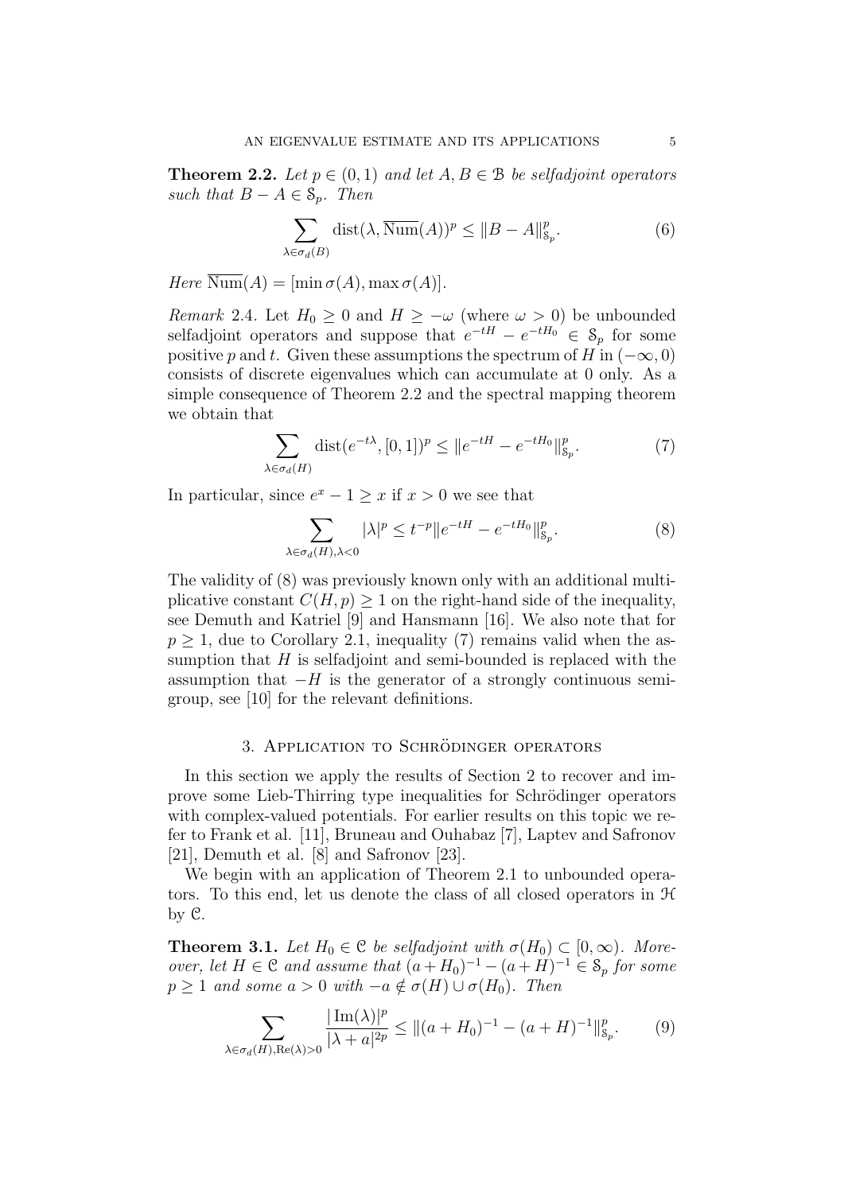**Theorem 2.2.** *Let $p \in (0,1)$ and let $A, B \in \mathcal{B}$ be selfadjoint operators such that $B - A \in \mathcal{S}_p$. Then*

$$\sum_{\lambda \in \sigma_d(B)} \operatorname{dist}(\lambda, \overline{\operatorname{Num}}(A))^p \leq \|B - A\|_{\mathcal{S}_p}^p. \tag{6}$$

*Here* $\overline{\operatorname{Num}}(A) = [\min \sigma(A), \max \sigma(A)]$.

*Remark* 2.4. Let $H_0 \geq 0$ and $H \geq -\omega$ (where $\omega > 0$) be unbounded selfadjoint operators and suppose that $e^{-tH} - e^{-tH_0} \in \mathcal{S}_p$ for some positive $p$ and $t$. Given these assumptions the spectrum of $H$ in $(-\infty, 0)$ consists of discrete eigenvalues which can accumulate at 0 only. As a simple consequence of Theorem 2.2 and the spectral mapping theorem we obtain that

$$\sum_{\lambda \in \sigma_d(H)} \operatorname{dist}(e^{-t\lambda}, [0,1])^p \leq \|e^{-tH} - e^{-tH_0}\|_{\mathcal{S}_p}^p. \tag{7}$$

In particular, since $e^x - 1 \geq x$ if $x > 0$ we see that

$$\sum_{\lambda \in \sigma_d(H), \lambda < 0} |\lambda|^p \leq t^{-p} \|e^{-tH} - e^{-tH_0}\|_{\mathcal{S}_p}^p. \tag{8}$$

The validity of (8) was previously known only with an additional multiplicative constant $C(H, p) \geq 1$ on the right-hand side of the inequality, see Demuth and Katriel [9] and Hansmann [16]. We also note that for $p \geq 1$, due to Corollary 2.1, inequality (7) remains valid when the assumption that $H$ is selfadjoint and semi-bounded is replaced with the assumption that $-H$ is the generator of a strongly continuous semigroup, see [10] for the relevant definitions.

## 3. Application to Schrödinger operators

In this section we apply the results of Section 2 to recover and improve some Lieb-Thirring type inequalities for Schrödinger operators with complex-valued potentials. For earlier results on this topic we refer to Frank et al. [11], Bruneau and Ouhabaz [7], Laptev and Safronov [21], Demuth et al. [8] and Safronov [23].

We begin with an application of Theorem 2.1 to unbounded operators. To this end, let us denote the class of all closed operators in $\mathcal{H}$ by $\mathcal{C}$.

**Theorem 3.1.** *Let $H_0 \in \mathcal{C}$ be selfadjoint with $\sigma(H_0) \subset [0, \infty)$. Moreover, let $H \in \mathcal{C}$ and assume that $(a + H_0)^{-1} - (a + H)^{-1} \in \mathcal{S}_p$ for some $p \geq 1$ and some $a > 0$ with $-a \notin \sigma(H) \cup \sigma(H_0)$. Then*

$$\sum_{\lambda \in \sigma_d(H), \operatorname{Re}(\lambda) > 0} \frac{|\operatorname{Im}(\lambda)|^p}{|\lambda + a|^{2p}} \leq \|(a + H_0)^{-1} - (a + H)^{-1}\|_{\mathcal{S}_p}^p. \tag{9}$$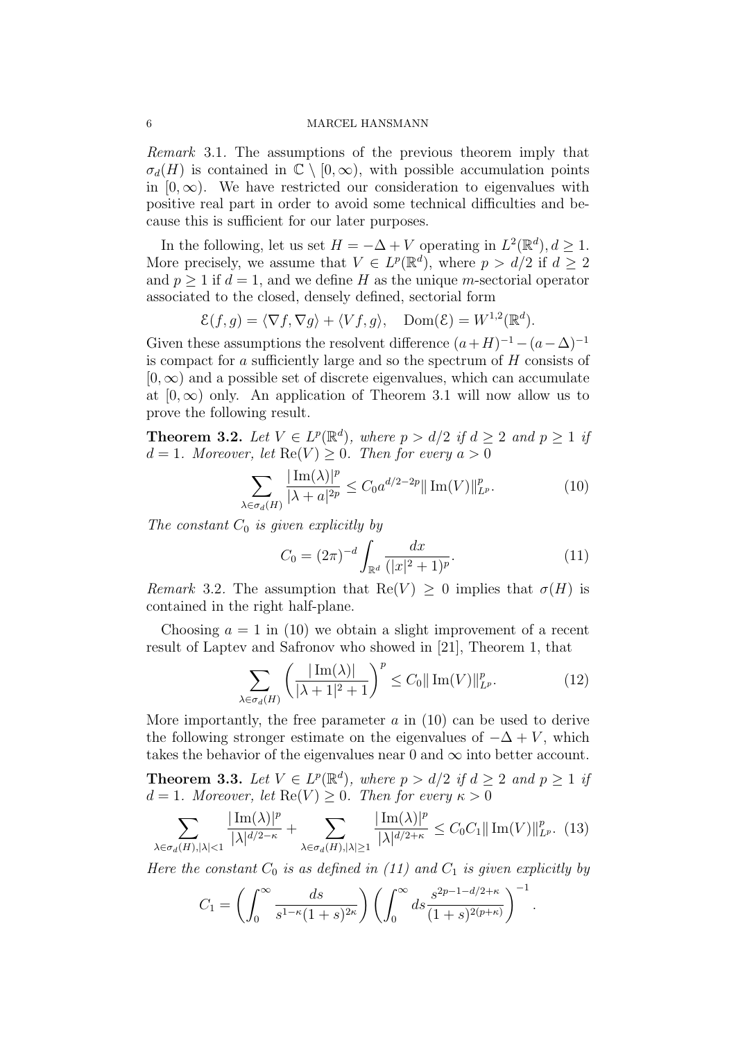*Remark* 3.1. The assumptions of the previous theorem imply that $\sigma_d(H)$ is contained in $\mathbb{C} \setminus [0, \infty)$, with possible accumulation points in $[0, \infty)$. We have restricted our consideration to eigenvalues with positive real part in order to avoid some technical difficulties and because this is sufficient for our later purposes.

In the following, let us set $H = -\Delta + V$ operating in $L^2(\mathbb{R}^d), d \geq 1$. More precisely, we assume that $V \in L^p(\mathbb{R}^d)$, where $p > d/2$ if $d \geq 2$ and $p \geq 1$ if $d = 1$, and we define $H$ as the unique $m$-sectorial operator associated to the closed, densely defined, sectorial form

$$\mathcal{E}(f, g) = \langle \nabla f, \nabla g \rangle + \langle V f, g \rangle, \quad \mathrm{Dom}(\mathcal{E}) = W^{1,2}(\mathbb{R}^d).$$

Given these assumptions the resolvent difference $(a + H)^{-1} - (a - \Delta)^{-1}$ is compact for $a$ sufficiently large and so the spectrum of $H$ consists of $[0, \infty)$ and a possible set of discrete eigenvalues, which can accumulate at $[0, \infty)$ only. An application of Theorem 3.1 will now allow us to prove the following result.

**Theorem 3.2.** *Let $V \in L^p(\mathbb{R}^d)$, where $p > d/2$ if $d \geq 2$ and $p \geq 1$ if $d = 1$. Moreover, let $\mathrm{Re}(V) \geq 0$. Then for every $a > 0$*

$$\sum_{\lambda \in \sigma_d(H)} \frac{|\operatorname{Im}(\lambda)|^p}{|\lambda + a|^{2p}} \leq C_0 a^{d/2 - 2p} \| \operatorname{Im}(V) \|_{L^p}^p. \tag{10}$$

*The constant $C_0$ is given explicitly by*

$$C_0 = (2\pi)^{-d} \int_{\mathbb{R}^d} \frac{dx}{(|x|^2 + 1)^p}. \tag{11}$$

*Remark* 3.2. The assumption that $\mathrm{Re}(V) \geq 0$ implies that $\sigma(H)$ is contained in the right half-plane.

Choosing $a = 1$ in (10) we obtain a slight improvement of a recent result of Laptev and Safronov who showed in [21], Theorem 1, that

$$\sum_{\lambda \in \sigma_d(H)} \left( \frac{|\operatorname{Im}(\lambda)|}{|\lambda + 1|^2 + 1} \right)^p \leq C_0 \| \operatorname{Im}(V) \|_{L^p}^p. \tag{12}$$

More importantly, the free parameter $a$ in (10) can be used to derive the following stronger estimate on the eigenvalues of $-\Delta + V$, which takes the behavior of the eigenvalues near 0 and $\infty$ into better account.

**Theorem 3.3.** *Let $V \in L^p(\mathbb{R}^d)$, where $p > d/2$ if $d \geq 2$ and $p \geq 1$ if $d = 1$. Moreover, let $\mathrm{Re}(V) \geq 0$. Then for every $\kappa > 0$*

$$\sum_{\lambda \in \sigma_d(H), |\lambda| < 1} \frac{|\operatorname{Im}(\lambda)|^p}{|\lambda|^{d/2 - \kappa}} + \sum_{\lambda \in \sigma_d(H), |\lambda| \geq 1} \frac{|\operatorname{Im}(\lambda)|^p}{|\lambda|^{d/2 + \kappa}} \leq C_0 C_1 \| \operatorname{Im}(V) \|_{L^p}^p. \tag{13}$$

*Here the constant $C_0$ is as defined in (11) and $C_1$ is given explicitly by*

$$C_1 = \left( \int_0^\infty \frac{ds}{s^{1-\kappa}(1+s)^{2\kappa}} \right) \left( \int_0^\infty ds \frac{s^{2p-1-d/2+\kappa}}{(1+s)^{2(p+\kappa)}} \right)^{-1}.$$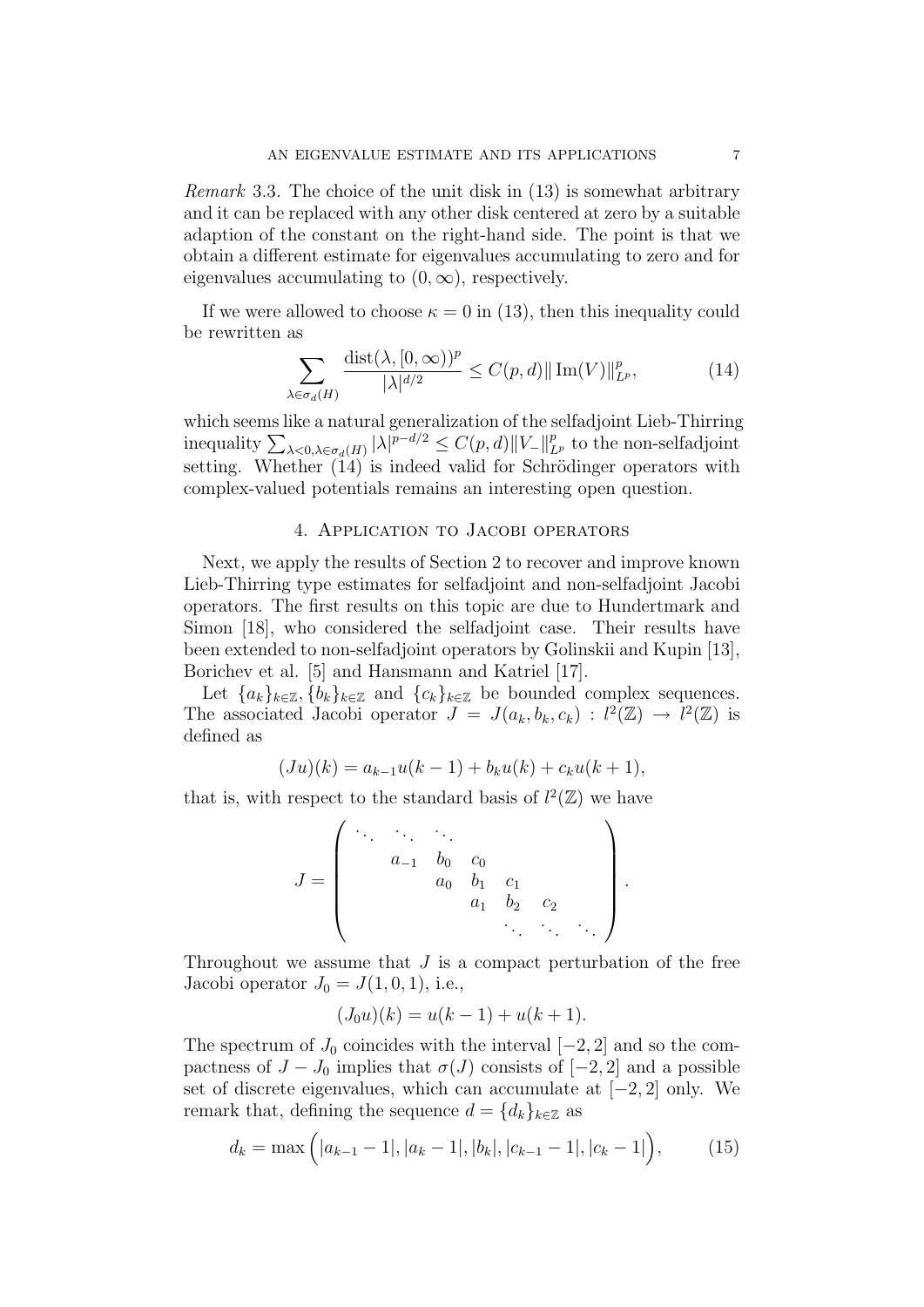*Remark* 3.3. The choice of the unit disk in (13) is somewhat arbitrary and it can be replaced with any other disk centered at zero by a suitable adaption of the constant on the right-hand side. The point is that we obtain a different estimate for eigenvalues accumulating to zero and for eigenvalues accumulating to $(0, \infty)$, respectively.

If we were allowed to choose $\kappa = 0$ in (13), then this inequality could be rewritten as

$$\sum_{\lambda \in \sigma_d(H)} \frac{\operatorname{dist}(\lambda, [0,\infty))^p}{|\lambda|^{d/2}} \leq C(p,d) \| \operatorname{Im}(V) \|_{L^p}^p, \tag{14}$$

which seems like a natural generalization of the selfadjoint Lieb-Thirring inequality $\sum_{\lambda<0, \lambda \in \sigma_d(H)} |\lambda|^{p-d/2} \leq C(p,d) \|V_-\|_{L^p}^p$ to the non-selfadjoint setting. Whether (14) is indeed valid for Schrödinger operators with complex-valued potentials remains an interesting open question.

## 4. Application to Jacobi operators

Next, we apply the results of Section 2 to recover and improve known Lieb-Thirring type estimates for selfadjoint and non-selfadjoint Jacobi operators. The first results on this topic are due to Hundertmark and Simon [18], who considered the selfadjoint case. Their results have been extended to non-selfadjoint operators by Golinskii and Kupin [13], Borichev et al. [5] and Hansmann and Katriel [17].

Let $\{a_k\}_{k\in\mathbb{Z}}, \{b_k\}_{k\in\mathbb{Z}}$ and $\{c_k\}_{k\in\mathbb{Z}}$ be bounded complex sequences. The associated Jacobi operator $J = J(a_k, b_k, c_k) : l^2(\mathbb{Z}) \to l^2(\mathbb{Z})$ is defined as

$$(Ju)(k) = a_{k-1}u(k-1) + b_k u(k) + c_k u(k+1),$$

that is, with respect to the standard basis of $l^2(\mathbb{Z})$ we have

$$J = \begin{pmatrix} \ddots & \ddots & \ddots & & & & \\ & a_{-1} & b_0 & c_0 & & & \\ & & a_0 & b_1 & c_1 & & \\ & & & a_1 & b_2 & c_2 & \\ & & & & \ddots & \ddots & \ddots \end{pmatrix}.$$

Throughout we assume that $J$ is a compact perturbation of the free Jacobi operator $J_0 = J(1, 0, 1)$, i.e.,

$$(J_0 u)(k) = u(k-1) + u(k+1).$$

The spectrum of $J_0$ coincides with the interval $[-2, 2]$ and so the compactness of $J - J_0$ implies that $\sigma(J)$ consists of $[-2, 2]$ and a possible set of discrete eigenvalues, which can accumulate at $[-2, 2]$ only. We remark that, defining the sequence $d = \{d_k\}_{k\in\mathbb{Z}}$ as

$$d_k = \max\Big(|a_{k-1} - 1|, |a_k - 1|, |b_k|, |c_{k-1} - 1|, |c_k - 1|\Big), \tag{15}$$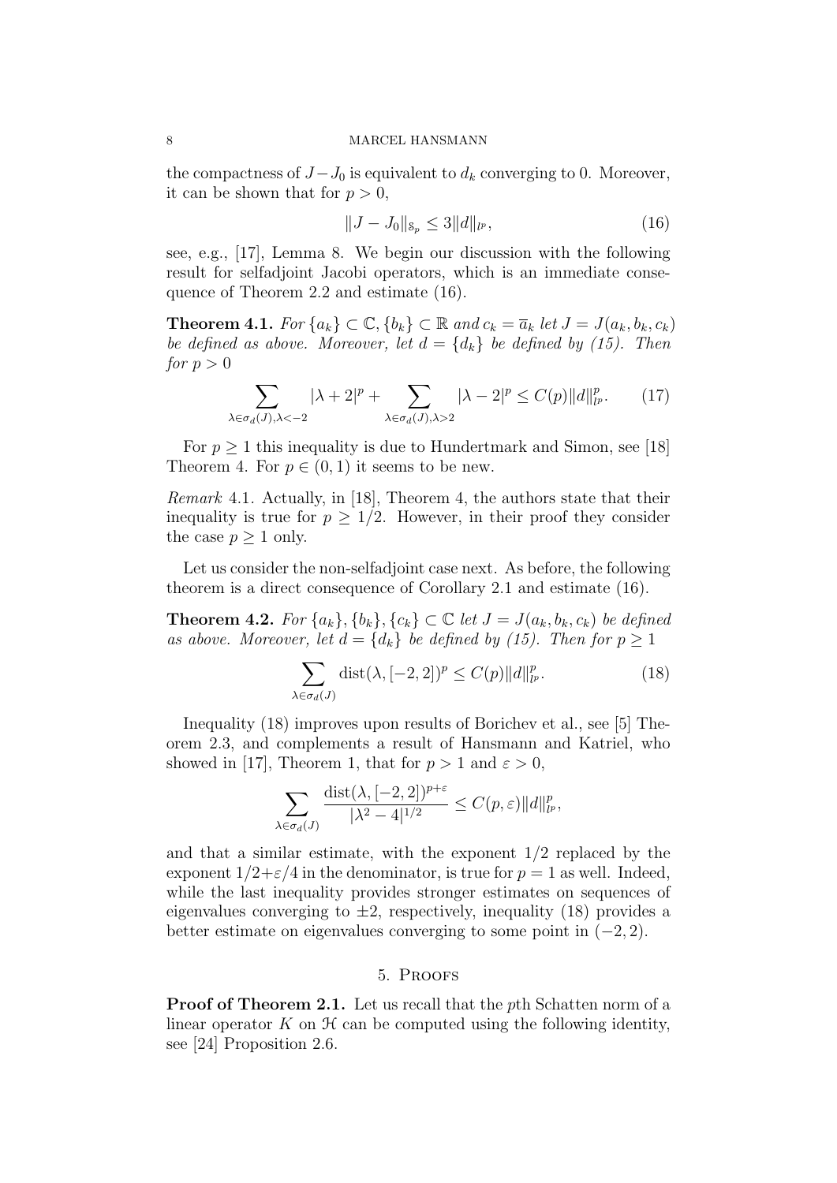the compactness of $J - J_0$ is equivalent to $d_k$ converging to 0. Moreover, it can be shown that for $p > 0$,

$$\|J - J_0\|_{\mathcal{S}_p} \leq 3\|d\|_{l^p}, \tag{16}$$

see, e.g., [17], Lemma 8. We begin our discussion with the following result for selfadjoint Jacobi operators, which is an immediate consequence of Theorem 2.2 and estimate (16).

**Theorem 4.1.** *For $\{a_k\} \subset \mathbb{C}, \{b_k\} \subset \mathbb{R}$ and $c_k = \overline{a}_k$ let $J = J(a_k, b_k, c_k)$ be defined as above. Moreover, let $d = \{d_k\}$ be defined by (15). Then for $p > 0$*

$$\sum_{\lambda \in \sigma_d(J), \lambda < -2} |\lambda + 2|^p + \sum_{\lambda \in \sigma_d(J), \lambda > 2} |\lambda - 2|^p \leq C(p)\|d\|_{l^p}^p. \tag{17}$$

For $p \geq 1$ this inequality is due to Hundertmark and Simon, see [18] Theorem 4. For $p \in (0, 1)$ it seems to be new.

*Remark* 4.1. Actually, in [18], Theorem 4, the authors state that their inequality is true for $p \geq 1/2$. However, in their proof they consider the case $p \geq 1$ only.

Let us consider the non-selfadjoint case next. As before, the following theorem is a direct consequence of Corollary 2.1 and estimate (16).

**Theorem 4.2.** *For $\{a_k\}, \{b_k\}, \{c_k\} \subset \mathbb{C}$ let $J = J(a_k, b_k, c_k)$ be defined as above. Moreover, let $d = \{d_k\}$ be defined by (15). Then for $p \geq 1$*

$$\sum_{\lambda \in \sigma_d(J)} \operatorname{dist}(\lambda, [-2, 2])^p \leq C(p)\|d\|_{l^p}^p. \tag{18}$$

Inequality (18) improves upon results of Borichev et al., see [5] Theorem 2.3, and complements a result of Hansmann and Katriel, who showed in [17], Theorem 1, that for $p > 1$ and $\varepsilon > 0$,

$$\sum_{\lambda \in \sigma_d(J)} \frac{\operatorname{dist}(\lambda, [-2, 2])^{p+\varepsilon}}{|\lambda^2 - 4|^{1/2}} \leq C(p, \varepsilon)\|d\|_{l^p}^p,$$

and that a similar estimate, with the exponent $1/2$ replaced by the exponent $1/2 + \varepsilon/4$ in the denominator, is true for $p = 1$ as well. Indeed, while the last inequality provides stronger estimates on sequences of eigenvalues converging to $\pm 2$, respectively, inequality (18) provides a better estimate on eigenvalues converging to some point in $(-2, 2)$.

## 5. Proofs

**Proof of Theorem 2.1.** Let us recall that the $p$th Schatten norm of a linear operator $K$ on $\mathcal{H}$ can be computed using the following identity, see [24] Proposition 2.6.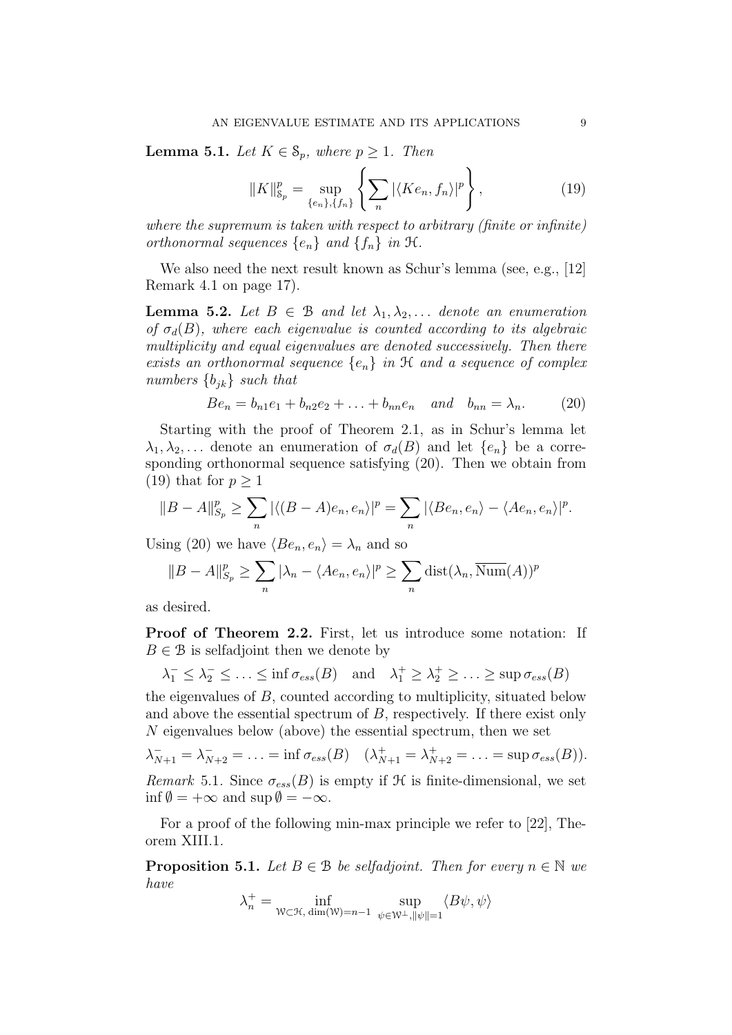**Lemma 5.1.** *Let $K \in \mathcal{S}_p$, where $p \geq 1$. Then*

$$\|K\|_{\mathcal{S}_p}^p = \sup_{\{e_n\},\{f_n\}} \left\{ \sum_n |\langle K e_n, f_n \rangle|^p \right\}, \tag{19}$$

*where the supremum is taken with respect to arbitrary (finite or infinite) orthonormal sequences $\{e_n\}$ and $\{f_n\}$ in $\mathcal{H}$.*

We also need the next result known as Schur's lemma (see, e.g., [12] Remark 4.1 on page 17).

**Lemma 5.2.** *Let $B \in \mathcal{B}$ and let $\lambda_1, \lambda_2, \ldots$ denote an enumeration of $\sigma_d(B)$, where each eigenvalue is counted according to its algebraic multiplicity and equal eigenvalues are denoted successively. Then there exists an orthonormal sequence $\{e_n\}$ in $\mathcal{H}$ and a sequence of complex numbers $\{b_{jk}\}$ such that*

$$B e_n = b_{n1} e_1 + b_{n2} e_2 + \ldots + b_{nn} e_n \quad \text{and} \quad b_{nn} = \lambda_n. \tag{20}$$

Starting with the proof of Theorem 2.1, as in Schur's lemma let $\lambda_1, \lambda_2, \ldots$ denote an enumeration of $\sigma_d(B)$ and let $\{e_n\}$ be a corresponding orthonormal sequence satisfying (20). Then we obtain from (19) that for $p \geq 1$

$$\|B - A\|_{S_p}^p \geq \sum_n |\langle (B - A) e_n, e_n \rangle|^p = \sum_n |\langle B e_n, e_n \rangle - \langle A e_n, e_n \rangle|^p.$$

Using (20) we have $\langle B e_n, e_n \rangle = \lambda_n$ and so

$$\|B - A\|_{S_p}^p \geq \sum_n |\lambda_n - \langle A e_n, e_n \rangle|^p \geq \sum_n \operatorname{dist}(\lambda_n, \overline{\operatorname{Num}}(A))^p$$

as desired.

**Proof of Theorem 2.2.** First, let us introduce some notation: If $B \in \mathcal{B}$ is selfadjoint then we denote by

$$\lambda_1^- \leq \lambda_2^- \leq \ldots \leq \inf \sigma_{ess}(B) \quad \text{and} \quad \lambda_1^+ \geq \lambda_2^+ \geq \ldots \geq \sup \sigma_{ess}(B)$$

the eigenvalues of $B$, counted according to multiplicity, situated below and above the essential spectrum of $B$, respectively. If there exist only $N$ eigenvalues below (above) the essential spectrum, then we set

$$\lambda_{N+1}^- = \lambda_{N+2}^- = \ldots = \inf \sigma_{ess}(B) \quad (\lambda_{N+1}^+ = \lambda_{N+2}^+ = \ldots = \sup \sigma_{ess}(B)).$$

*Remark* 5.1. Since $\sigma_{ess}(B)$ is empty if $\mathcal{H}$ is finite-dimensional, we set $\inf \emptyset = +\infty$ and $\sup \emptyset = -\infty$.

For a proof of the following min-max principle we refer to [22], Theorem XIII.1.

**Proposition 5.1.** *Let $B \in \mathcal{B}$ be selfadjoint. Then for every $n \in \mathbb{N}$ we have*

$$\lambda_n^+ = \inf_{\mathcal{W} \subset \mathcal{H},\, \dim(\mathcal{W}) = n-1} \; \sup_{\psi \in \mathcal{W}^\perp, \|\psi\| = 1} \langle B\psi, \psi \rangle$$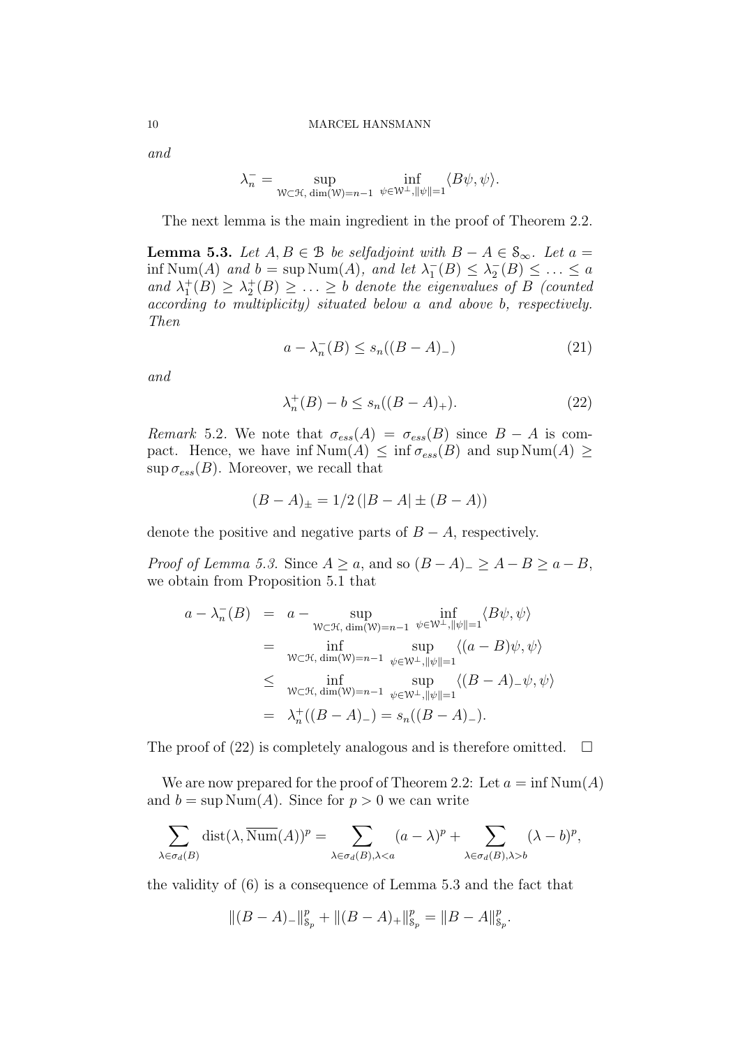and

$$\lambda_n^- = \sup_{\mathcal{W}\subset\mathcal{H},\, \dim(\mathcal{W})=n-1} \; \inf_{\psi\in\mathcal{W}^\perp, \|\psi\|=1} \langle B\psi, \psi\rangle.$$

The next lemma is the main ingredient in the proof of Theorem 2.2.

**Lemma 5.3.** *Let $A, B \in \mathcal{B}$ be selfadjoint with $B - A \in \mathcal{S}_\infty$. Let $a = \inf \operatorname{Num}(A)$ and $b = \sup \operatorname{Num}(A)$, and let $\lambda_1^-(B) \leq \lambda_2^-(B) \leq \ldots \leq a$ and $\lambda_1^+(B) \geq \lambda_2^+(B) \geq \ldots \geq b$ denote the eigenvalues of $B$ (counted according to multiplicity) situated below $a$ and above $b$, respectively. Then*

$$a - \lambda_n^-(B) \leq s_n((B-A)_-) \tag{21}$$

*and*

$$\lambda_n^+(B) - b \leq s_n((B-A)_+). \tag{22}$$

*Remark* 5.2. We note that $\sigma_{ess}(A) = \sigma_{ess}(B)$ since $B - A$ is compact. Hence, we have $\inf \operatorname{Num}(A) \leq \inf \sigma_{ess}(B)$ and $\sup \operatorname{Num}(A) \geq \sup \sigma_{ess}(B)$. Moreover, we recall that

$$(B-A)_\pm = 1/2\,(|B-A| \pm (B-A))$$

denote the positive and negative parts of $B - A$, respectively.

*Proof of Lemma 5.3.* Since $A \geq a$, and so $(B-A)_- \geq A - B \geq a - B$, we obtain from Proposition 5.1 that

$$\begin{aligned}
a - \lambda_n^-(B) &= a - \sup_{\mathcal{W}\subset\mathcal{H},\, \dim(\mathcal{W})=n-1} \; \inf_{\psi\in\mathcal{W}^\perp, \|\psi\|=1} \langle B\psi, \psi\rangle \\
&= \inf_{\mathcal{W}\subset\mathcal{H},\, \dim(\mathcal{W})=n-1} \; \sup_{\psi\in\mathcal{W}^\perp, \|\psi\|=1} \langle (a-B)\psi, \psi\rangle \\
&\leq \inf_{\mathcal{W}\subset\mathcal{H},\, \dim(\mathcal{W})=n-1} \; \sup_{\psi\in\mathcal{W}^\perp, \|\psi\|=1} \langle (B-A)_-\psi, \psi\rangle \\
&= \lambda_n^+((B-A)_-) = s_n((B-A)_-).
\end{aligned}$$

The proof of (22) is completely analogous and is therefore omitted. $\square$

We are now prepared for the proof of Theorem 2.2: Let $a = \inf \operatorname{Num}(A)$ and $b = \sup \operatorname{Num}(A)$. Since for $p > 0$ we can write

$$\sum_{\lambda\in\sigma_d(B)} \operatorname{dist}(\lambda, \overline{\operatorname{Num}}(A))^p = \sum_{\lambda\in\sigma_d(B), \lambda<a} (a-\lambda)^p + \sum_{\lambda\in\sigma_d(B), \lambda>b} (\lambda - b)^p,$$

the validity of (6) is a consequence of Lemma 5.3 and the fact that

$$\|(B-A)_-\|_{\mathcal{S}_p}^p + \|(B-A)_+\|_{\mathcal{S}_p}^p = \|B-A\|_{\mathcal{S}_p}^p.$$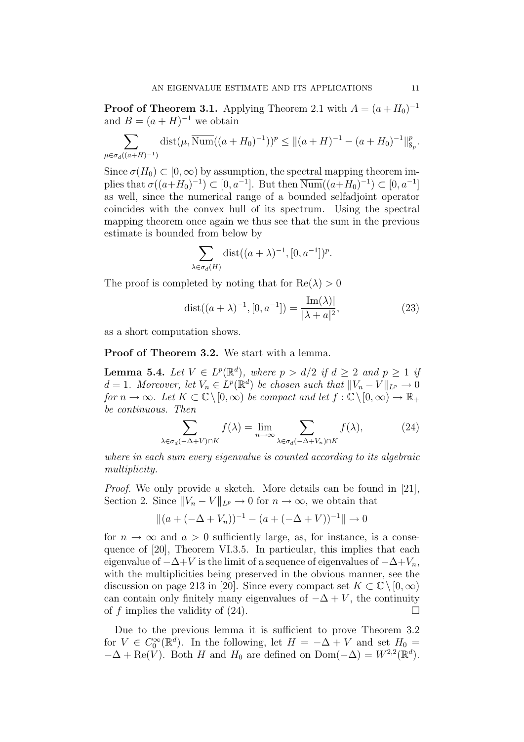**Proof of Theorem 3.1.** Applying Theorem 2.1 with $A = (a + H_0)^{-1}$ and $B = (a + H)^{-1}$ we obtain

$$\sum_{\mu \in \sigma_d((a+H)^{-1})} \operatorname{dist}(\mu, \overline{\operatorname{Num}}((a + H_0)^{-1}))^p \leq \|(a + H)^{-1} - (a + H_0)^{-1}\|_{\mathfrak{S}_p}^p.$$

Since $\sigma(H_0) \subset [0, \infty)$ by assumption, the spectral mapping theorem implies that $\sigma((a+H_0)^{-1}) \subset [0, a^{-1}]$. But then $\overline{\operatorname{Num}}((a+H_0)^{-1}) \subset [0, a^{-1}]$ as well, since the numerical range of a bounded selfadjoint operator coincides with the convex hull of its spectrum. Using the spectral mapping theorem once again we thus see that the sum in the previous estimate is bounded from below by

$$\sum_{\lambda \in \sigma_d(H)} \operatorname{dist}((a + \lambda)^{-1}, [0, a^{-1}])^p.$$

The proof is completed by noting that for $\operatorname{Re}(\lambda) > 0$

$$\operatorname{dist}((a + \lambda)^{-1}, [0, a^{-1}]) = \frac{|\operatorname{Im}(\lambda)|}{|\lambda + a|^2}, \tag{23}$$

as a short computation shows.

**Proof of Theorem 3.2.** We start with a lemma.

**Lemma 5.4.** *Let $V \in L^p(\mathbb{R}^d)$, where $p > d/2$ if $d \geq 2$ and $p \geq 1$ if $d = 1$. Moreover, let $V_n \in L^p(\mathbb{R}^d)$ be chosen such that $\|V_n - V\|_{L^p} \to 0$ for $n \to \infty$. Let $K \subset \mathbb{C} \setminus [0, \infty)$ be compact and let $f : \mathbb{C} \setminus [0, \infty) \to \mathbb{R}_+$ be continuous. Then*

$$\sum_{\lambda \in \sigma_d(-\Delta+V) \cap K} f(\lambda) = \lim_{n \to \infty} \sum_{\lambda \in \sigma_d(-\Delta+V_n) \cap K} f(\lambda), \tag{24}$$

*where in each sum every eigenvalue is counted according to its algebraic multiplicity.*

*Proof.* We only provide a sketch. More details can be found in [21], Section 2. Since $\|V_n - V\|_{L^p} \to 0$ for $n \to \infty$, we obtain that

$$\|(a + (-\Delta + V_n))^{-1} - (a + (-\Delta + V))^{-1}\| \to 0$$

for $n \to \infty$ and $a > 0$ sufficiently large, as, for instance, is a consequence of [20], Theorem VI.3.5. In particular, this implies that each eigenvalue of $-\Delta+V$ is the limit of a sequence of eigenvalues of $-\Delta+V_n$, with the multiplicities being preserved in the obvious manner, see the discussion on page 213 in [20]. Since every compact set $K \subset \mathbb{C} \setminus [0, \infty)$ can contain only finitely many eigenvalues of $-\Delta + V$, the continuity of $f$ implies the validity of (24). □

Due to the previous lemma it is sufficient to prove Theorem 3.2 for $V \in C_0^\infty(\mathbb{R}^d)$. In the following, let $H = -\Delta + V$ and set $H_0 = -\Delta + \operatorname{Re}(V)$. Both $H$ and $H_0$ are defined on $\operatorname{Dom}(-\Delta) = W^{2,2}(\mathbb{R}^d)$.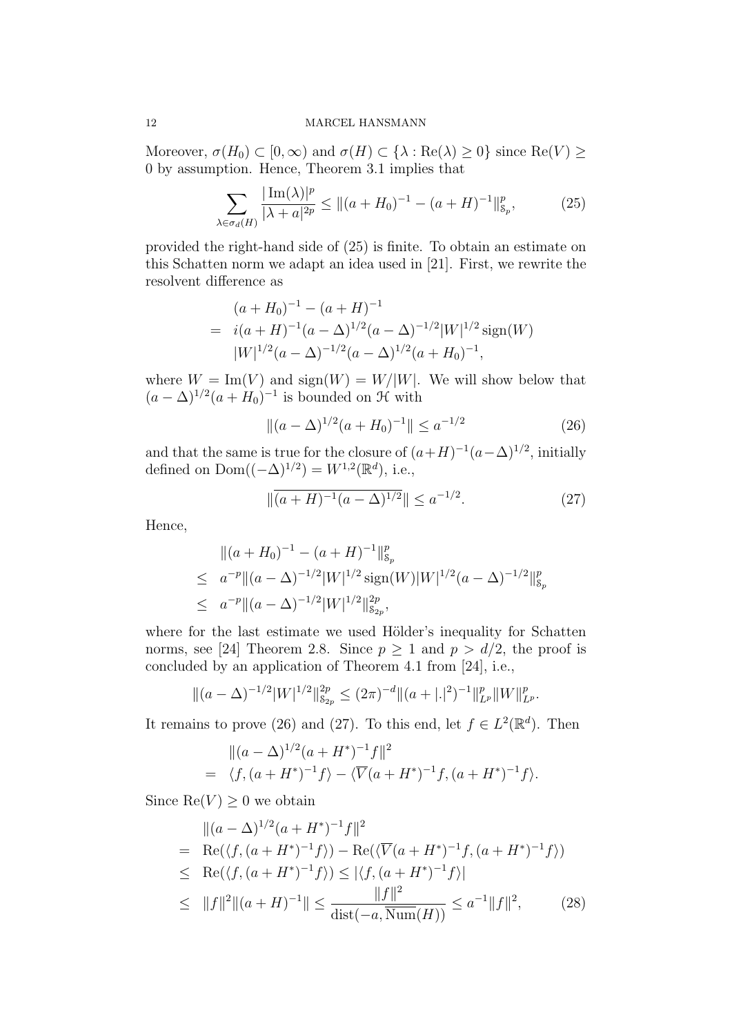Moreover, $\sigma(H_0) \subset [0,\infty)$ and $\sigma(H) \subset \{\lambda : \mathrm{Re}(\lambda) \geq 0\}$ since $\mathrm{Re}(V) \geq 0$ by assumption. Hence, Theorem 3.1 implies that

$$\sum_{\lambda \in \sigma_d(H)} \frac{|\operatorname{Im}(\lambda)|^p}{|\lambda + a|^{2p}} \leq \|(a+H_0)^{-1} - (a+H)^{-1}\|_{\mathcal{S}_p}^p, \tag{25}$$

provided the right-hand side of (25) is finite. To obtain an estimate on this Schatten norm we adapt an idea used in [21]. First, we rewrite the resolvent difference as

$$\begin{aligned}
&(a+H_0)^{-1} - (a+H)^{-1} \\
=\ & i(a+H)^{-1}(a-\Delta)^{1/2}(a-\Delta)^{-1/2}|W|^{1/2}\operatorname{sign}(W) \\
& |W|^{1/2}(a-\Delta)^{-1/2}(a-\Delta)^{1/2}(a+H_0)^{-1},
\end{aligned}$$

where $W = \operatorname{Im}(V)$ and $\operatorname{sign}(W) = W/|W|$. We will show below that $(a-\Delta)^{1/2}(a+H_0)^{-1}$ is bounded on $\mathcal{H}$ with

$$\|(a-\Delta)^{1/2}(a+H_0)^{-1}\| \leq a^{-1/2} \tag{26}$$

and that the same is true for the closure of $(a+H)^{-1}(a-\Delta)^{1/2}$, initially defined on $\mathrm{Dom}((-\Delta)^{1/2}) = W^{1,2}(\mathbb{R}^d)$, i.e.,

$$\|\overline{(a+H)^{-1}(a-\Delta)^{1/2}}\| \leq a^{-1/2}. \tag{27}$$

Hence,

$$\begin{aligned}
&\|(a+H_0)^{-1} - (a+H)^{-1}\|_{\mathcal{S}_p}^p \\
\leq\ & a^{-p}\|(a-\Delta)^{-1/2}|W|^{1/2}\operatorname{sign}(W)|W|^{1/2}(a-\Delta)^{-1/2}\|_{\mathcal{S}_p}^p \\
\leq\ & a^{-p}\|(a-\Delta)^{-1/2}|W|^{1/2}\|_{\mathcal{S}_{2p}}^{2p},
\end{aligned}$$

where for the last estimate we used Hölder's inequality for Schatten norms, see [24] Theorem 2.8. Since $p \geq 1$ and $p > d/2$, the proof is concluded by an application of Theorem 4.1 from [24], i.e.,

$$\|(a-\Delta)^{-1/2}|W|^{1/2}\|_{\mathcal{S}_{2p}}^{2p} \leq (2\pi)^{-d}\|(a+|.|^2)^{-1}\|_{L^p}^p \|W\|_{L^p}^p.$$

It remains to prove (26) and (27). To this end, let $f \in L^2(\mathbb{R}^d)$. Then

$$\begin{aligned}
&\|(a-\Delta)^{1/2}(a+H^*)^{-1}f\|^2 \\
=\ & \langle f, (a+H^*)^{-1}f\rangle - \langle \overline{V}(a+H^*)^{-1}f, (a+H^*)^{-1}f\rangle.
\end{aligned}$$

Since $\mathrm{Re}(V) \geq 0$ we obtain

$$\begin{aligned}
&\|(a-\Delta)^{1/2}(a+H^*)^{-1}f\|^2 \\
=\ & \mathrm{Re}(\langle f, (a+H^*)^{-1}f\rangle) - \mathrm{Re}(\langle \overline{V}(a+H^*)^{-1}f, (a+H^*)^{-1}f\rangle) \\
\leq\ & \mathrm{Re}(\langle f, (a+H^*)^{-1}f\rangle) \leq |\langle f, (a+H^*)^{-1}f\rangle| \\
\leq\ & \|f\|^2\|(a+H)^{-1}\| \leq \frac{\|f\|^2}{\operatorname{dist}(-a, \overline{\mathrm{Num}}(H))} \leq a^{-1}\|f\|^2,
\end{aligned} \tag{28}$$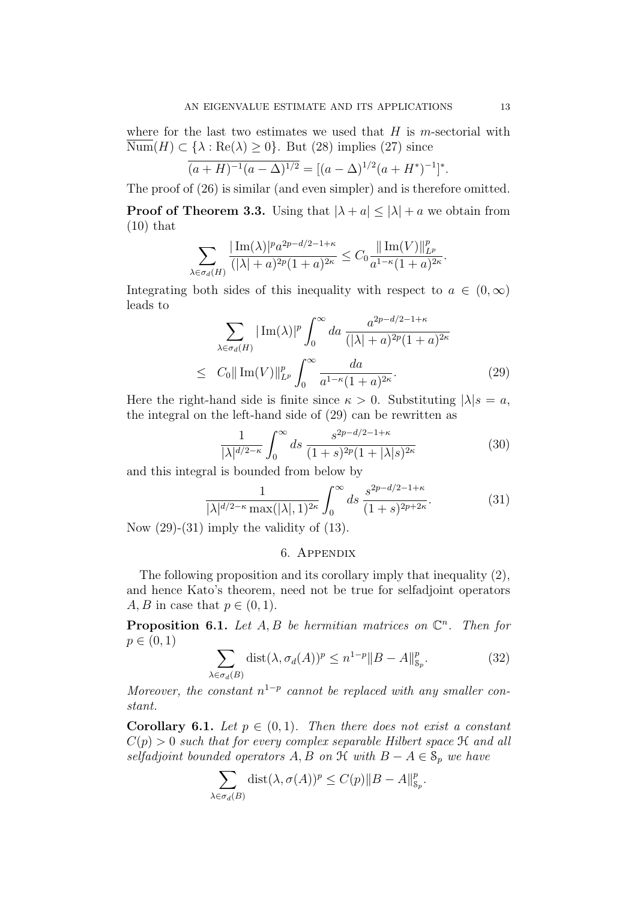where for the last two estimates we used that $H$ is $m$-sectorial with $\overline{\mathrm{Num}}(H) \subset \{\lambda : \mathrm{Re}(\lambda) \geq 0\}$. But (28) implies (27) since

$$\overline{(a+H)^{-1}(a-\Delta)^{1/2}} = [(a-\Delta)^{1/2}(a+H^*)^{-1}]^*.$$

The proof of (26) is similar (and even simpler) and is therefore omitted.

**Proof of Theorem 3.3.** Using that $|\lambda + a| \leq |\lambda| + a$ we obtain from (10) that

$$\sum_{\lambda \in \sigma_d(H)} \frac{|\operatorname{Im}(\lambda)|^p a^{2p-d/2-1+\kappa}}{(|\lambda|+a)^{2p}(1+a)^{2\kappa}} \leq C_0 \frac{\|\operatorname{Im}(V)\|_{L^p}^p}{a^{1-\kappa}(1+a)^{2\kappa}}.$$

Integrating both sides of this inequality with respect to $a \in (0,\infty)$ leads to

$$\begin{aligned} &\sum_{\lambda \in \sigma_d(H)} |\operatorname{Im}(\lambda)|^p \int_0^\infty da \, \frac{a^{2p-d/2-1+\kappa}}{(|\lambda|+a)^{2p}(1+a)^{2\kappa}} \\ \leq \quad & C_0 \|\operatorname{Im}(V)\|_{L^p}^p \int_0^\infty \frac{da}{a^{1-\kappa}(1+a)^{2\kappa}}. \end{aligned} \tag{29}$$

Here the right-hand side is finite since $\kappa > 0$. Substituting $|\lambda|s = a$, the integral on the left-hand side of (29) can be rewritten as

$$\frac{1}{|\lambda|^{d/2-\kappa}} \int_0^\infty ds \, \frac{s^{2p-d/2-1+\kappa}}{(1+s)^{2p}(1+|\lambda|s)^{2\kappa}} \tag{30}$$

and this integral is bounded from below by

$$\frac{1}{|\lambda|^{d/2-\kappa} \max(|\lambda|,1)^{2\kappa}} \int_0^\infty ds \, \frac{s^{2p-d/2-1+\kappa}}{(1+s)^{2p+2\kappa}}. \tag{31}$$

Now (29)-(31) imply the validity of (13).

## 6. Appendix

The following proposition and its corollary imply that inequality (2), and hence Kato's theorem, need not be true for selfadjoint operators $A, B$ in case that $p \in (0,1)$.

**Proposition 6.1.** *Let $A, B$ be hermitian matrices on $\mathbb{C}^n$. Then for $p \in (0,1)$*

$$\sum_{\lambda \in \sigma_d(B)} \operatorname{dist}(\lambda, \sigma_d(A))^p \leq n^{1-p} \|B - A\|_{\mathcal{S}_p}^p. \tag{32}$$

*Moreover, the constant $n^{1-p}$ cannot be replaced with any smaller constant.*

**Corollary 6.1.** *Let $p \in (0,1)$. Then there does not exist a constant $C(p) > 0$ such that for every complex separable Hilbert space $\mathcal{H}$ and all selfadjoint bounded operators $A, B$ on $\mathcal{H}$ with $B - A \in \mathcal{S}_p$ we have*

$$\sum_{\lambda \in \sigma_d(B)} \operatorname{dist}(\lambda, \sigma(A))^p \leq C(p) \|B - A\|_{\mathcal{S}_p}^p.$$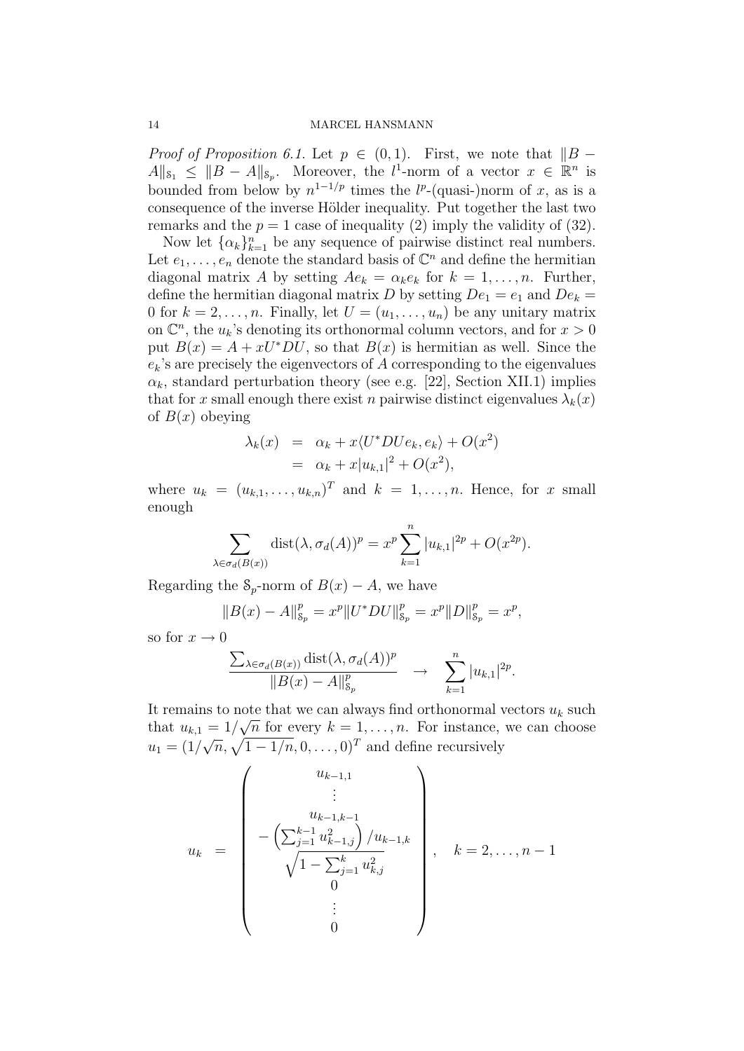*Proof of Proposition 6.1.* Let $p \in (0,1)$. First, we note that $\|B - A\|_{\mathcal{S}_1} \leq \|B - A\|_{\mathcal{S}_p}$. Moreover, the $l^1$-norm of a vector $x \in \mathbb{R}^n$ is bounded from below by $n^{1-1/p}$ times the $l^p$-(quasi-)norm of $x$, as is a consequence of the inverse Hölder inequality. Put together the last two remarks and the $p = 1$ case of inequality (2) imply the validity of (32).

Now let $\{\alpha_k\}_{k=1}^n$ be any sequence of pairwise distinct real numbers. Let $e_1, \ldots, e_n$ denote the standard basis of $\mathbb{C}^n$ and define the hermitian diagonal matrix $A$ by setting $Ae_k = \alpha_k e_k$ for $k = 1, \ldots, n$. Further, define the hermitian diagonal matrix $D$ by setting $De_1 = e_1$ and $De_k = 0$ for $k = 2, \ldots, n$. Finally, let $U = (u_1, \ldots, u_n)$ be any unitary matrix on $\mathbb{C}^n$, the $u_k$'s denoting its orthonormal column vectors, and for $x > 0$ put $B(x) = A + xU^*DU$, so that $B(x)$ is hermitian as well. Since the $e_k$'s are precisely the eigenvectors of $A$ corresponding to the eigenvalues $\alpha_k$, standard perturbation theory (see e.g. [22], Section XII.1) implies that for $x$ small enough there exist $n$ pairwise distinct eigenvalues $\lambda_k(x)$ of $B(x)$ obeying

$$
\begin{aligned}
\lambda_k(x) &= \alpha_k + x\langle U^*DUe_k, e_k\rangle + O(x^2) \\
&= \alpha_k + x|u_{k,1}|^2 + O(x^2),
\end{aligned}
$$

where $u_k = (u_{k,1}, \ldots, u_{k,n})^T$ and $k = 1, \ldots, n$. Hence, for $x$ small enough

$$
\sum_{\lambda \in \sigma_d(B(x))} \operatorname{dist}(\lambda, \sigma_d(A))^p = x^p \sum_{k=1}^n |u_{k,1}|^{2p} + O(x^{2p}).
$$

Regarding the $\mathcal{S}_p$-norm of $B(x) - A$, we have

$$
\|B(x) - A\|_{\mathcal{S}_p}^p = x^p \|U^*DU\|_{\mathcal{S}_p}^p = x^p \|D\|_{\mathcal{S}_p}^p = x^p,
$$

so for $x \to 0$

$$
\frac{\sum_{\lambda \in \sigma_d(B(x))} \operatorname{dist}(\lambda, \sigma_d(A))^p}{\|B(x) - A\|_{\mathcal{S}_p}^p} \quad \to \quad \sum_{k=1}^n |u_{k,1}|^{2p}.
$$

It remains to note that we can always find orthonormal vectors $u_k$ such that $u_{k,1} = 1/\sqrt{n}$ for every $k = 1, \ldots, n$. For instance, we can choose $u_1 = (1/\sqrt{n}, \sqrt{1 - 1/n}, 0, \ldots, 0)^T$ and define recursively

$$
u_k = \begin{pmatrix}
u_{k-1,1} \\
\vdots \\
u_{k-1,k-1} \\
-\left(\sum_{j=1}^{k-1} u_{k-1,j}^2\right) / u_{k-1,k} \\
\sqrt{1 - \sum_{j=1}^{k} u_{k,j}^2} \\
0 \\
\vdots \\
0
\end{pmatrix}, \quad k = 2, \ldots, n-1
$$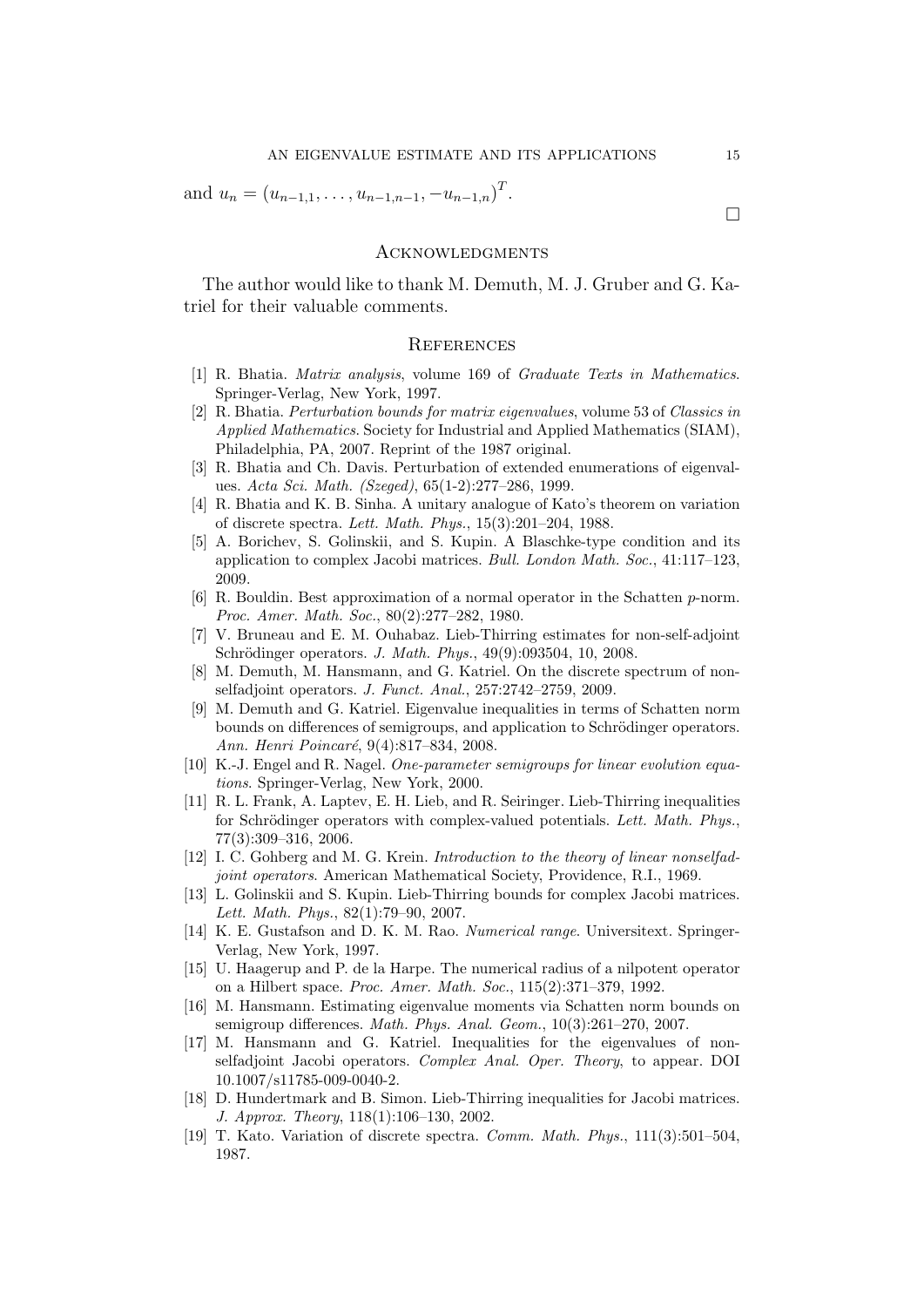and $u_n = (u_{n-1,1}, \ldots, u_{n-1,n-1}, -u_{n-1,n})^T$.

□

## Acknowledgments

The author would like to thank M. Demuth, M. J. Gruber and G. Katriel for their valuable comments.

## References

[1] R. Bhatia. *Matrix analysis*, volume 169 of *Graduate Texts in Mathematics*. Springer-Verlag, New York, 1997.

[2] R. Bhatia. *Perturbation bounds for matrix eigenvalues*, volume 53 of *Classics in Applied Mathematics*. Society for Industrial and Applied Mathematics (SIAM), Philadelphia, PA, 2007. Reprint of the 1987 original.

[3] R. Bhatia and Ch. Davis. Perturbation of extended enumerations of eigenvalues. *Acta Sci. Math. (Szeged)*, 65(1-2):277–286, 1999.

[4] R. Bhatia and K. B. Sinha. A unitary analogue of Kato's theorem on variation of discrete spectra. *Lett. Math. Phys.*, 15(3):201–204, 1988.

[5] A. Borichev, S. Golinskii, and S. Kupin. A Blaschke-type condition and its application to complex Jacobi matrices. *Bull. London Math. Soc.*, 41:117–123, 2009.

[6] R. Bouldin. Best approximation of a normal operator in the Schatten $p$-norm. *Proc. Amer. Math. Soc.*, 80(2):277–282, 1980.

[7] V. Bruneau and E. M. Ouhabaz. Lieb-Thirring estimates for non-self-adjoint Schrödinger operators. *J. Math. Phys.*, 49(9):093504, 10, 2008.

[8] M. Demuth, M. Hansmann, and G. Katriel. On the discrete spectrum of non-selfadjoint operators. *J. Funct. Anal.*, 257:2742–2759, 2009.

[9] M. Demuth and G. Katriel. Eigenvalue inequalities in terms of Schatten norm bounds on differences of semigroups, and application to Schrödinger operators. *Ann. Henri Poincaré*, 9(4):817–834, 2008.

[10] K.-J. Engel and R. Nagel. *One-parameter semigroups for linear evolution equations*. Springer-Verlag, New York, 2000.

[11] R. L. Frank, A. Laptev, E. H. Lieb, and R. Seiringer. Lieb-Thirring inequalities for Schrödinger operators with complex-valued potentials. *Lett. Math. Phys.*, 77(3):309–316, 2006.

[12] I. C. Gohberg and M. G. Krein. *Introduction to the theory of linear nonselfadjoint operators*. American Mathematical Society, Providence, R.I., 1969.

[13] L. Golinskii and S. Kupin. Lieb-Thirring bounds for complex Jacobi matrices. *Lett. Math. Phys.*, 82(1):79–90, 2007.

[14] K. E. Gustafson and D. K. M. Rao. *Numerical range*. Universitext. Springer-Verlag, New York, 1997.

[15] U. Haagerup and P. de la Harpe. The numerical radius of a nilpotent operator on a Hilbert space. *Proc. Amer. Math. Soc.*, 115(2):371–379, 1992.

[16] M. Hansmann. Estimating eigenvalue moments via Schatten norm bounds on semigroup differences. *Math. Phys. Anal. Geom.*, 10(3):261–270, 2007.

[17] M. Hansmann and G. Katriel. Inequalities for the eigenvalues of non-selfadjoint Jacobi operators. *Complex Anal. Oper. Theory*, to appear. DOI 10.1007/s11785-009-0040-2.

[18] D. Hundertmark and B. Simon. Lieb-Thirring inequalities for Jacobi matrices. *J. Approx. Theory*, 118(1):106–130, 2002.

[19] T. Kato. Variation of discrete spectra. *Comm. Math. Phys.*, 111(3):501–504, 1987.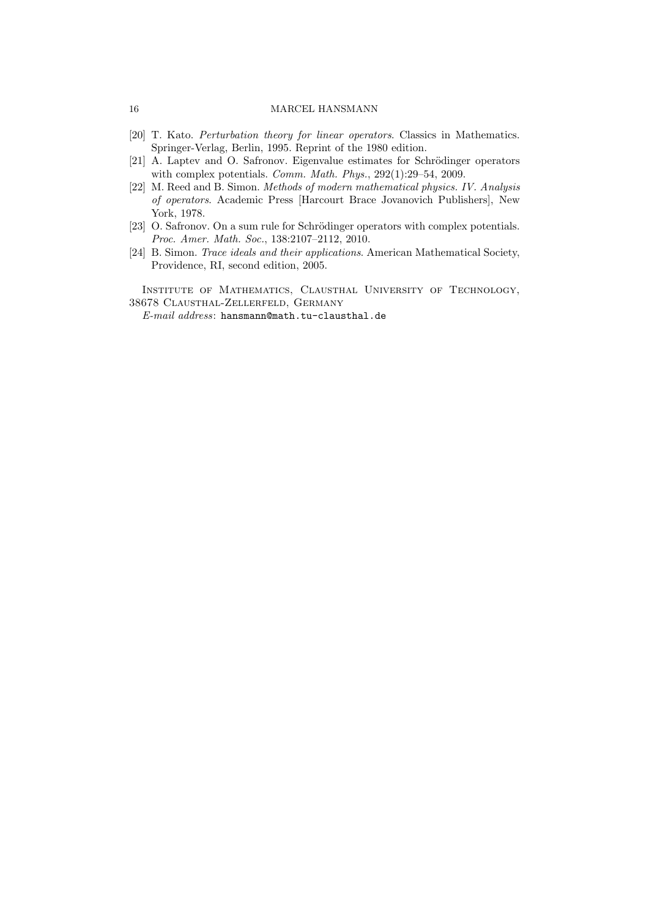[20] T. Kato. *Perturbation theory for linear operators*. Classics in Mathematics. Springer-Verlag, Berlin, 1995. Reprint of the 1980 edition.

[21] A. Laptev and O. Safronov. Eigenvalue estimates for Schrödinger operators with complex potentials. *Comm. Math. Phys.*, 292(1):29–54, 2009.

[22] M. Reed and B. Simon. *Methods of modern mathematical physics. IV. Analysis of operators*. Academic Press [Harcourt Brace Jovanovich Publishers], New York, 1978.

[23] O. Safronov. On a sum rule for Schrödinger operators with complex potentials. *Proc. Amer. Math. Soc.*, 138:2107–2112, 2010.

[24] B. Simon. *Trace ideals and their applications*. American Mathematical Society, Providence, RI, second edition, 2005.

Institute of Mathematics, Clausthal University of Technology, 38678 Clausthal-Zellerfeld, Germany

*E-mail address*: hansmann@math.tu-clausthal.de